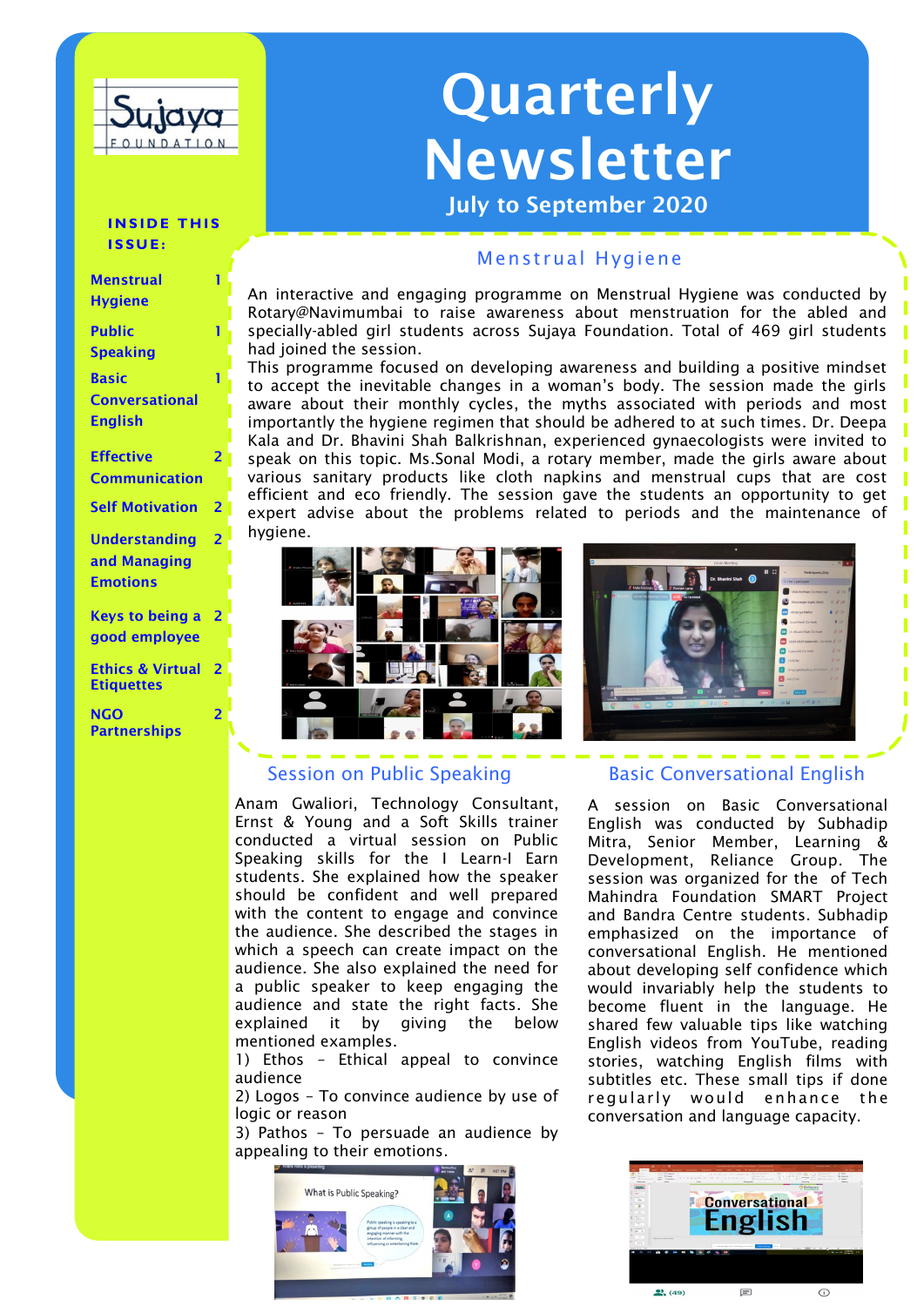# Quarterly Newsletter

## July to September 2020

**INSIDE THIS ISSUE:**

| | |
|---|---|
| Menstrual Hygiene | 1 |
| Public Speaking | 1 |
| Basic Conversational English | 1 |
| Effective Communication | 2 |
| Self Motivation | 2 |
| Understanding and Managing Emotions | 2 |
| Keys to being a good employee | 2 |
| Ethics & Virtual Etiquettes | 2 |
| NGO Partnerships | 2 |

## Menstrual Hygiene

An interactive and engaging programme on Menstrual Hygiene was conducted by Rotary@Navimumbai to raise awareness about menstruation for the abled and specially-abled girl students across Sujaya Foundation. Total of 469 girl students had joined the session.

This programme focused on developing awareness and building a positive mindset to accept the inevitable changes in a woman's body. The session made the girls aware about their monthly cycles, the myths associated with periods and most importantly the hygiene regimen that should be adhered to at such times. Dr. Deepa Kala and Dr. Bhavini Shah Balkrishnan, experienced gynaecologists were invited to speak on this topic. Ms.Sonal Modi, a rotary member, made the girls aware about various sanitary products like cloth napkins and menstrual cups that are cost efficient and eco friendly. The session gave the students an opportunity to get expert advise about the problems related to periods and the maintenance of hygiene.

## Session on Public Speaking

Anam Gwaliori, Technology Consultant, Ernst & Young and a Soft Skills trainer conducted a virtual session on Public Speaking skills for the I Learn-I Earn students. She explained how the speaker should be confident and well prepared with the content to engage and convince the audience. She described the stages in which a speech can create impact on the audience. She also explained the need for a public speaker to keep engaging the audience and state the right facts. She explained it by giving the below mentioned examples.

1) Ethos – Ethical appeal to convince audience
2) Logos – To convince audience by use of logic or reason
3) Pathos – To persuade an audience by appealing to their emotions.

## Basic Conversational English

A session on Basic Conversational English was conducted by Subhadip Mitra, Senior Member, Learning & Development, Reliance Group. The session was organized for the of Tech Mahindra Foundation SMART Project and Bandra Centre students. Subhadip emphasized on the importance of conversational English. He mentioned about developing self confidence which would invariably help the students to become fluent in the language. He shared few valuable tips like watching English videos from YouTube, reading stories, watching English films with subtitles etc. These small tips if done regularly would enhance the conversation and language capacity.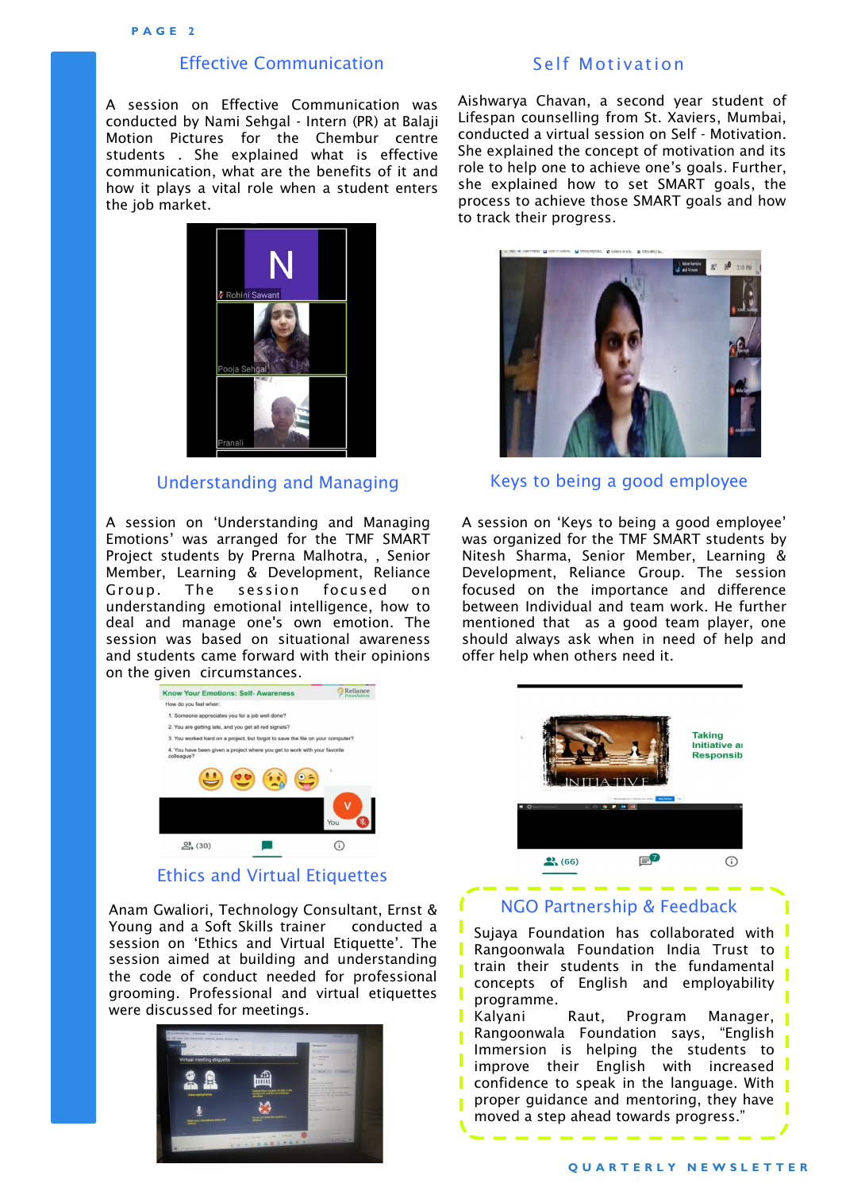## Effective Communication

A session on Effective Communication was conducted by Nami Sehgal - Intern (PR) at Balaji Motion Pictures for the Chembur centre students . She explained what is effective communication, what are the benefits of it and how it plays a vital role when a student enters the job market.

## Self Motivation

Aishwarya Chavan, a second year student of Lifespan counselling from St. Xaviers, Mumbai, conducted a virtual session on Self - Motivation. She explained the concept of motivation and its role to help one to achieve one's goals. Further, she explained how to set SMART goals, the process to achieve those SMART goals and how to track their progress.

## Understanding and Managing

A session on 'Understanding and Managing Emotions' was arranged for the TMF SMART Project students by Prerna Malhotra, , Senior Member, Learning & Development, Reliance Group. The session focused on understanding emotional intelligence, how to deal and manage one's own emotion. The session was based on situational awareness and students came forward with their opinions on the given circumstances.

## Keys to being a good employee

A session on 'Keys to being a good employee' was organized for the TMF SMART students by Nitesh Sharma, Senior Member, Learning & Development, Reliance Group. The session focused on the importance and difference between Individual and team work. He further mentioned that as a good team player, one should always ask when in need of help and offer help when others need it.

## Ethics and Virtual Etiquettes

Anam Gwaliori, Technology Consultant, Ernst & Young and a Soft Skills trainer conducted a session on 'Ethics and Virtual Etiquette'. The session aimed at building and understanding the code of conduct needed for professional grooming. Professional and virtual etiquettes were discussed for meetings.

## NGO Partnership & Feedback

Sujaya Foundation has collaborated with Rangoonwala Foundation India Trust to train their students in the fundamental concepts of English and employability programme.

Kalyani Raut, Program Manager, Rangoonwala Foundation says, "English Immersion is helping the students to improve their English with increased confidence to speak in the language. With proper guidance and mentoring, they have moved a step ahead towards progress."